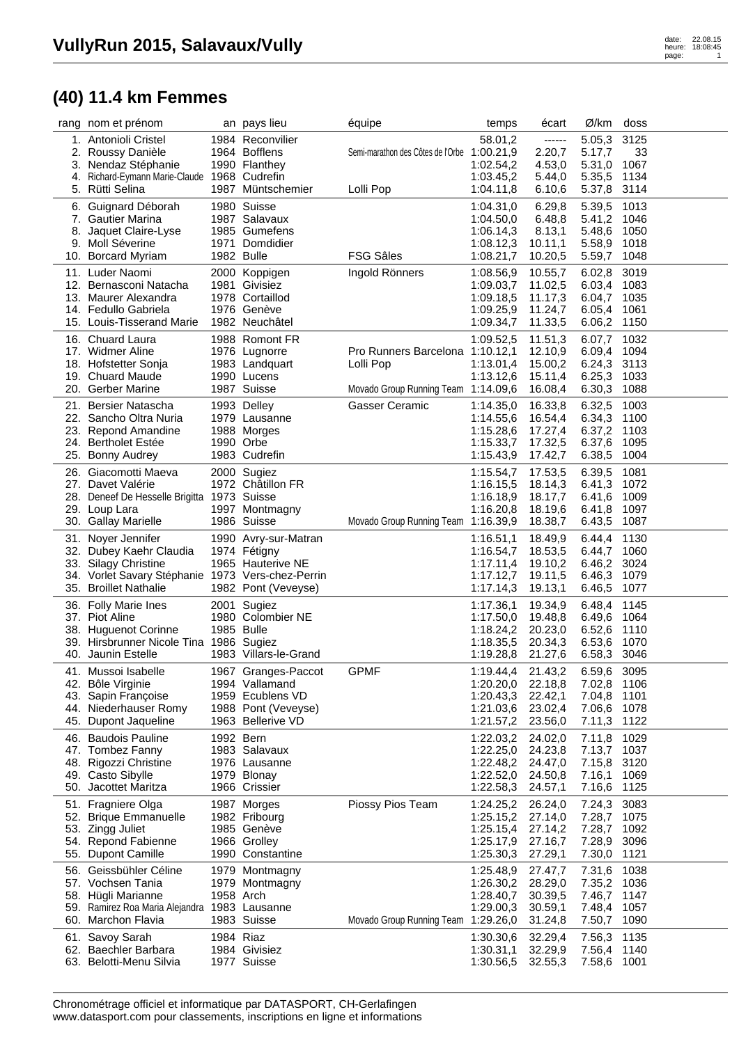# VullyRun 2015, Salavaux/Vully

## (40) 11.4 km Femmes

| rang | nom et prénom | an | pays lieu | équipe | temps | écart | Ø/km | doss |
|---|---|---|---|---|---|---|---|---|
| 1. | Antonioli Cristel | 1984 | Reconvilier | | 58.01,2 | ------ | 5.05,3 | 3125 |
| 2. | Roussy Danièle | 1964 | Bofflens | Semi-marathon des Côtes de l'Orbe | 1:00.21,9 | 2.20,7 | 5.17,7 | 33 |
| 3. | Nendaz Stéphanie | 1990 | Flanthey | | 1:02.54,2 | 4.53,0 | 5.31,0 | 1067 |
| 4. | Richard-Eymann Marie-Claude | 1968 | Cudrefin | | 1:03.45,2 | 5.44,0 | 5.35,5 | 1134 |
| 5. | Rütti Selina | 1987 | Müntschemier | Lolli Pop | 1:04.11,8 | 6.10,6 | 5.37,8 | 3114 |
| 6. | Guignard Déborah | 1980 | Suisse | | 1:04.31,0 | 6.29,8 | 5.39,5 | 1013 |
| 7. | Gautier Marina | 1987 | Salavaux | | 1:04.50,0 | 6.48,8 | 5.41,2 | 1046 |
| 8. | Jaquet Claire-Lyse | 1985 | Gumefens | | 1:06.14,3 | 8.13,1 | 5.48,6 | 1050 |
| 9. | Moll Séverine | 1971 | Domdidier | | 1:08.12,3 | 10.11,1 | 5.58,9 | 1018 |
| 10. | Borcard Myriam | 1982 | Bulle | FSG Sâles | 1:08.21,7 | 10.20,5 | 5.59,7 | 1048 |
| 11. | Luder Naomi | 2000 | Koppigen | Ingold Rönners | 1:08.56,9 | 10.55,7 | 6.02,8 | 3019 |
| 12. | Bernasconi Natacha | 1981 | Givisiez | | 1:09.03,7 | 11.02,5 | 6.03,4 | 1083 |
| 13. | Maurer Alexandra | 1978 | Cortaillod | | 1:09.18,5 | 11.17,3 | 6.04,7 | 1035 |
| 14. | Fedullo Gabriela | 1976 | Genève | | 1:09.25,9 | 11.24,7 | 6.05,4 | 1061 |
| 15. | Louis-Tisserand Marie | 1982 | Neuchâtel | | 1:09.34,7 | 11.33,5 | 6.06,2 | 1150 |
| 16. | Chuard Laura | 1988 | Romont FR | | 1:09.52,5 | 11.51,3 | 6.07,7 | 1032 |
| 17. | Widmer Aline | 1976 | Lugnorre | Pro Runners Barcelona | 1:10.12,1 | 12.10,9 | 6.09,4 | 1094 |
| 18. | Hofstetter Sonja | 1983 | Landquart | Lolli Pop | 1:13.01,4 | 15.00,2 | 6.24,3 | 3113 |
| 19. | Chuard Maude | 1990 | Lucens | | 1:13.12,6 | 15.11,4 | 6.25,3 | 1033 |
| 20. | Gerber Marine | 1987 | Suisse | Movado Group Running Team | 1:14.09,6 | 16.08,4 | 6.30,3 | 1088 |
| 21. | Bersier Natascha | 1993 | Delley | Gasser Ceramic | 1:14.35,0 | 16.33,8 | 6.32,5 | 1003 |
| 22. | Sancho Oltra Nuria | 1979 | Lausanne | | 1:14.55,6 | 16.54,4 | 6.34,3 | 1100 |
| 23. | Repond Amandine | 1988 | Morges | | 1:15.28,6 | 17.27,4 | 6.37,2 | 1103 |
| 24. | Bertholet Estée | 1990 | Orbe | | 1:15.33,7 | 17.32,5 | 6.37,6 | 1095 |
| 25. | Bonny Audrey | 1983 | Cudrefin | | 1:15.43,9 | 17.42,7 | 6.38,5 | 1004 |
| 26. | Giacomotti Maeva | 2000 | Sugiez | | 1:15.54,7 | 17.53,5 | 6.39,5 | 1081 |
| 27. | Davet Valérie | 1972 | Châtillon FR | | 1:16.15,5 | 18.14,3 | 6.41,3 | 1072 |
| 28. | Deneef De Hesselle Brigitta | 1973 | Suisse | | 1:16.18,9 | 18.17,7 | 6.41,6 | 1009 |
| 29. | Loup Lara | 1997 | Montmagny | | 1:16.20,8 | 18.19,6 | 6.41,8 | 1097 |
| 30. | Gallay Marielle | 1986 | Suisse | Movado Group Running Team | 1:16.39,9 | 18.38,7 | 6.43,5 | 1087 |
| 31. | Noyer Jennifer | 1990 | Avry-sur-Matran | | 1:16.51,1 | 18.49,9 | 6.44,4 | 1130 |
| 32. | Dubey Kaehr Claudia | 1974 | Fétigny | | 1:16.54,7 | 18.53,5 | 6.44,7 | 1060 |
| 33. | Silagy Christine | 1965 | Hauterive NE | | 1:17.11,4 | 19.10,2 | 6.46,2 | 3024 |
| 34. | Vorlet Savary Stéphanie | 1973 | Vers-chez-Perrin | | 1:17.12,7 | 19.11,5 | 6.46,3 | 1079 |
| 35. | Broillet Nathalie | 1982 | Pont (Veveyse) | | 1:17.14,3 | 19.13,1 | 6.46,5 | 1077 |
| 36. | Folly Marie Ines | 2001 | Sugiez | | 1:17.36,1 | 19.34,9 | 6.48,4 | 1145 |
| 37. | Piot Aline | 1980 | Colombier NE | | 1:17.50,0 | 19.48,8 | 6.49,6 | 1064 |
| 38. | Huguenot Corinne | 1985 | Bulle | | 1:18.24,2 | 20.23,0 | 6.52,6 | 1110 |
| 39. | Hirsbrunner Nicole Tina | 1986 | Sugiez | | 1:18.35,5 | 20.34,3 | 6.53,6 | 1070 |
| 40. | Jaunin Estelle | 1983 | Villars-le-Grand | | 1:19.28,8 | 21.27,6 | 6.58,3 | 3046 |
| 41. | Mussoi Isabelle | 1967 | Granges-Paccot | GPMF | 1:19.44,4 | 21.43,2 | 6.59,6 | 3095 |
| 42. | Bôle Virginie | 1994 | Vallamand | | 1:20.20,0 | 22.18,8 | 7.02,8 | 1106 |
| 43. | Sapin Françoise | 1959 | Ecublens VD | | 1:20.43,3 | 22.42,1 | 7.04,8 | 1101 |
| 44. | Niederhauser Romy | 1988 | Pont (Veveyse) | | 1:21.03,6 | 23.02,4 | 7.06,6 | 1078 |
| 45. | Dupont Jaqueline | 1963 | Bellerive VD | | 1:21.57,2 | 23.56,0 | 7.11,3 | 1122 |
| 46. | Baudois Pauline | 1992 | Bern | | 1:22.03,2 | 24.02,0 | 7.11,8 | 1029 |
| 47. | Tombez Fanny | 1983 | Salavaux | | 1:22.25,0 | 24.23,8 | 7.13,7 | 1037 |
| 48. | Rigozzi Christine | 1976 | Lausanne | | 1:22.48,2 | 24.47,0 | 7.15,8 | 3120 |
| 49. | Casto Sibylle | 1979 | Blonay | | 1:22.52,0 | 24.50,8 | 7.16,1 | 1069 |
| 50. | Jacottet Maritza | 1966 | Crissier | | 1:22.58,3 | 24.57,1 | 7.16,6 | 1125 |
| 51. | Fragniere Olga | 1987 | Morges | Piossy Pios Team | 1:24.25,2 | 26.24,0 | 7.24,3 | 3083 |
| 52. | Brique Emmanuelle | 1982 | Fribourg | | 1:25.15,2 | 27.14,0 | 7.28,7 | 1075 |
| 53. | Zingg Juliet | 1985 | Genève | | 1:25.15,4 | 27.14,2 | 7.28,7 | 1092 |
| 54. | Repond Fabienne | 1966 | Grolley | | 1:25.17,9 | 27.16,7 | 7.28,9 | 3096 |
| 55. | Dupont Camille | 1990 | Constantine | | 1:25.30,3 | 27.29,1 | 7.30,0 | 1121 |
| 56. | Geissbühler Céline | 1979 | Montmagny | | 1:25.48,9 | 27.47,7 | 7.31,6 | 1038 |
| 57. | Vochsen Tania | 1979 | Montmagny | | 1:26.30,2 | 28.29,0 | 7.35,2 | 1036 |
| 58. | Hügli Marianne | 1958 | Arch | | 1:28.40,7 | 30.39,5 | 7.46,7 | 1147 |
| 59. | Ramirez Roa Maria Alejandra | 1983 | Lausanne | | 1:29.00,3 | 30.59,1 | 7.48,4 | 1057 |
| 60. | Marchon Flavia | 1983 | Suisse | Movado Group Running Team | 1:29.26,0 | 31.24,8 | 7.50,7 | 1090 |
| 61. | Savoy Sarah | 1984 | Riaz | | 1:30.30,6 | 32.29,4 | 7.56,3 | 1135 |
| 62. | Baechler Barbara | 1984 | Givisiez | | 1:30.31,1 | 32.29,9 | 7.56,4 | 1140 |
| 63. | Belotti-Menu Silvia | 1977 | Suisse | | 1:30.56,5 | 32.55,3 | 7.58,6 | 1001 |

Chronométrage officiel et informatique par DATASPORT, CH-Gerlafingen
www.datasport.com pour classements, inscriptions en ligne et informations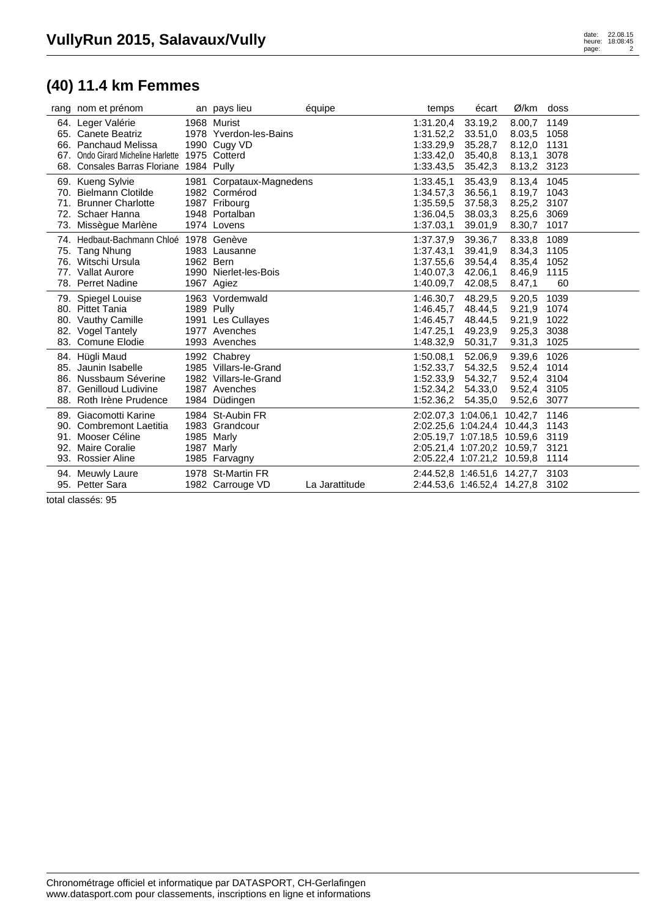## (40) 11.4 km Femmes

| rang | nom et prénom | an | pays lieu | équipe | temps | écart | Ø/km | doss |
|---|---|---|---|---|---|---|---|---|
| 64. | Leger Valérie | 1968 | Murist | | 1:31.20,4 | 33.19,2 | 8.00,7 | 1149 |
| 65. | Canete Beatriz | 1978 | Yverdon-les-Bains | | 1:31.52,2 | 33.51,0 | 8.03,5 | 1058 |
| 66. | Panchaud Melissa | 1990 | Cugy VD | | 1:33.29,9 | 35.28,7 | 8.12,0 | 1131 |
| 67. | Ondo Girard Micheline Harlette | 1975 | Cotterd | | 1:33.42,0 | 35.40,8 | 8.13,1 | 3078 |
| 68. | Consales Barras Floriane | 1984 | Pully | | 1:33.43,5 | 35.42,3 | 8.13,2 | 3123 |
| 69. | Kueng Sylvie | 1981 | Corpataux-Magnedens | | 1:33.45,1 | 35.43,9 | 8.13,4 | 1045 |
| 70. | Bielmann Clotilde | 1982 | Cormérod | | 1:34.57,3 | 36.56,1 | 8.19,7 | 1043 |
| 71. | Brunner Charlotte | 1987 | Fribourg | | 1:35.59,5 | 37.58,3 | 8.25,2 | 3107 |
| 72. | Schaer Hanna | 1948 | Portalban | | 1:36.04,5 | 38.03,3 | 8.25,6 | 3069 |
| 73. | Missègue Marlène | 1974 | Lovens | | 1:37.03,1 | 39.01,9 | 8.30,7 | 1017 |
| 74. | Hedbaut-Bachmann Chloé | 1978 | Genève | | 1:37.37,9 | 39.36,7 | 8.33,8 | 1089 |
| 75. | Tang Nhung | 1983 | Lausanne | | 1:37.43,1 | 39.41,9 | 8.34,3 | 1105 |
| 76. | Witschi Ursula | 1962 | Bern | | 1:37.55,6 | 39.54,4 | 8.35,4 | 1052 |
| 77. | Vallat Aurore | 1990 | Nierlet-les-Bois | | 1:40.07,3 | 42.06,1 | 8.46,9 | 1115 |
| 78. | Perret Nadine | 1967 | Agiez | | 1:40.09,7 | 42.08,5 | 8.47,1 | 60 |
| 79. | Spiegel Louise | 1963 | Vordemwald | | 1:46.30,7 | 48.29,5 | 9.20,5 | 1039 |
| 80. | Pittet Tania | 1989 | Pully | | 1:46.45,7 | 48.44,5 | 9.21,9 | 1074 |
| 80. | Vauthy Camille | 1991 | Les Cullayes | | 1:46.45,7 | 48.44,5 | 9.21,9 | 1022 |
| 82. | Vogel Tantely | 1977 | Avenches | | 1:47.25,1 | 49.23,9 | 9.25,3 | 3038 |
| 83. | Comune Elodie | 1993 | Avenches | | 1:48.32,9 | 50.31,7 | 9.31,3 | 1025 |
| 84. | Hügli Maud | 1992 | Chabrey | | 1:50.08,1 | 52.06,9 | 9.39,6 | 1026 |
| 85. | Jaunin Isabelle | 1985 | Villars-le-Grand | | 1:52.33,7 | 54.32,5 | 9.52,4 | 1014 |
| 86. | Nussbaum Séverine | 1982 | Villars-le-Grand | | 1:52.33,9 | 54.32,7 | 9.52,4 | 3104 |
| 87. | Genilloud Ludivine | 1987 | Avenches | | 1:52.34,2 | 54.33,0 | 9.52,4 | 3105 |
| 88. | Roth Irène Prudence | 1984 | Düdingen | | 1:52.36,2 | 54.35,0 | 9.52,6 | 3077 |
| 89. | Giacomotti Karine | 1984 | St-Aubin FR | | 2:02.07,3 | 1:04.06,1 | 10.42,7 | 1146 |
| 90. | Combremont Laetitia | 1983 | Grandcour | | 2:02.25,6 | 1:04.24,4 | 10.44,3 | 1143 |
| 91. | Mooser Céline | 1985 | Marly | | 2:05.19,7 | 1:07.18,5 | 10.59,6 | 3119 |
| 92. | Maire Coralie | 1987 | Marly | | 2:05.21,4 | 1:07.20,2 | 10.59,7 | 3121 |
| 93. | Rossier Aline | 1985 | Farvagny | | 2:05.22,4 | 1:07.21,2 | 10.59,8 | 1114 |
| 94. | Meuwly Laure | 1978 | St-Martin FR | | 2:44.52,8 | 1:46.51,6 | 14.27,7 | 3103 |
| 95. | Petter Sara | 1982 | Carrouge VD | La Jarattitude | 2:44.53,6 | 1:46.52,4 | 14.27,8 | 3102 |

total classés: 95

Chronométrage officiel et informatique par DATASPORT, CH-Gerlafingen
www.datasport.com pour classements, inscriptions en ligne et informations